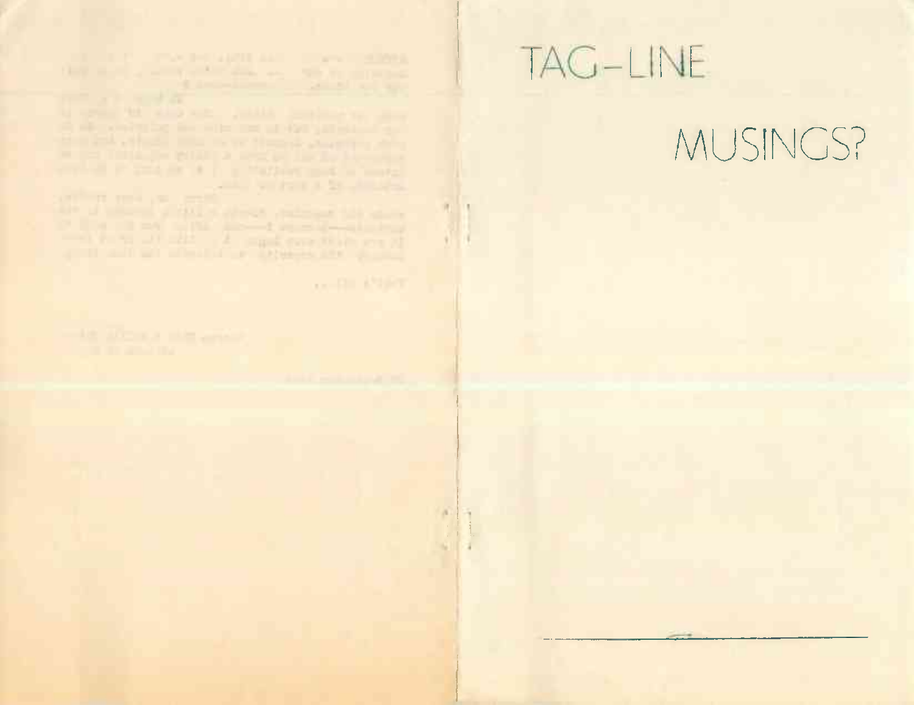# TAG-LINE

# MUSINGS?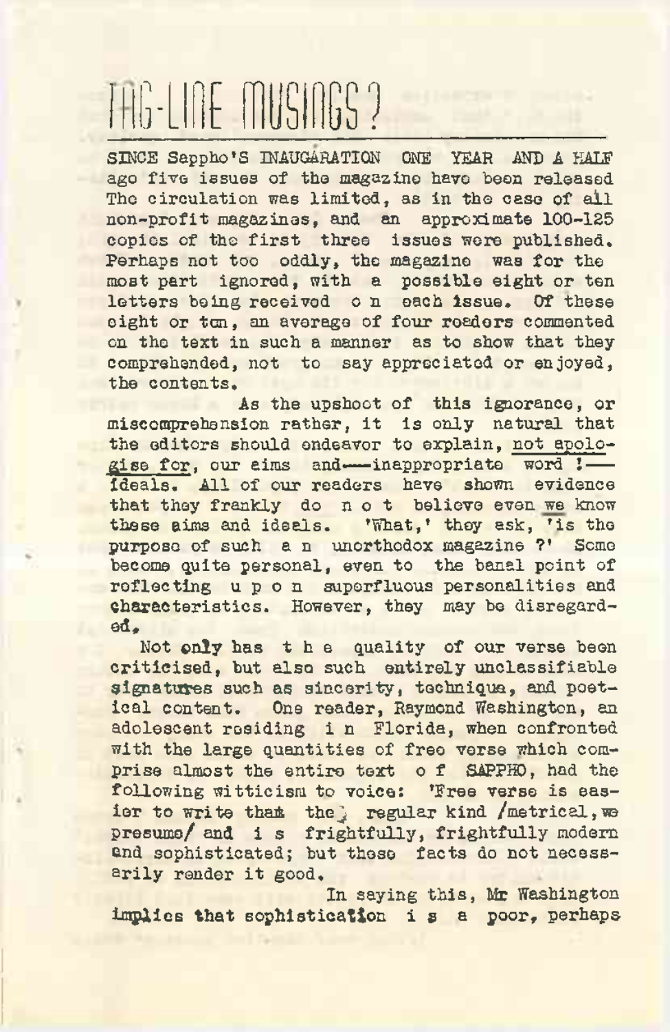# TAG-LINE MUSINGS?

SINCE Sappho'S INAUGURATION ONE YEAR AND A HALF ago five issues of the magazine have been released The circulation was limited, as in the case of all non-profit magazines, and an approximate 100-125 copies of the first three issues were published. Perhaps not too oddly, the magazine was for the most part ignored, with a possible eight or ten letters being received on each issue. Of these eight or ten, an average of four readers commented on the text in such a manner as to show that they comprehended, not to say appreciated or enjoyed, the contents.

As the upshoot of this ignorance, or miscomprehension rather, it is only natural that the editors should endeavor to explain, not apologise for, our aims and—inappropriate word !—ideals. All of our readers have shown evidence that they frankly do not believe even we know these aims and ideals. 'What,' they ask, 'is the purpose of such an unorthodox magazine ?' Some become quite personal, even to the banal point of reflecting upon superfluous personalities and characteristics. However, they may be disregarded.

Not only has the quality of our verse been criticised, but also such entirely unclassifiable signatures such as sincerity, technique, and poetical content. One reader, Raymond Washington, an adolescent residing in Florida, when confronted with the large quantities of free verse which comprise almost the entire text of SAPPHO, had the following witticism to voice: 'Free verse is easier to write than the regular kind /metrical, we presume/ and is frightfully, frightfully modern and sophisticated; but these facts do not necessarily render it good.

In saying this, Mr Washington implies that sophistication is a poor, perhaps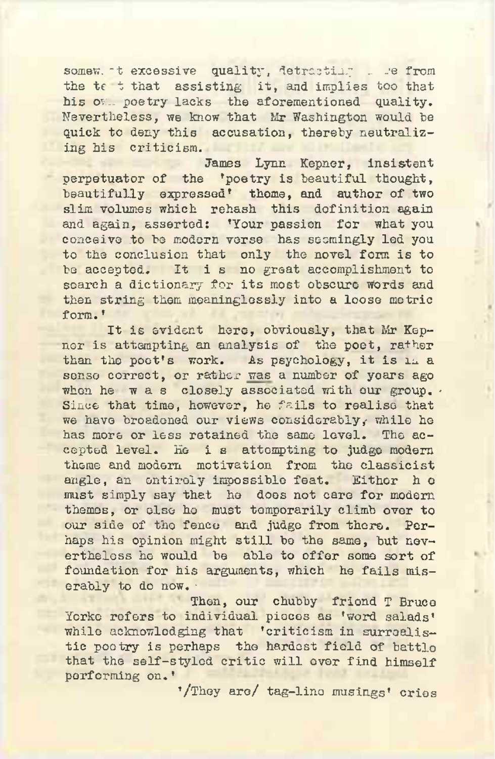somewhat excessive quality, detracting ... e from the text that assisting it, and implies too that his own poetry lacks the aforementioned quality. Nevertheless, we know that Mr Washington would be quick to deny this accusation, thereby neutralizing his criticism.

James Lynn Kepner, insistent perpetuator of the 'poetry is beautiful thought, beautifully expressed' theme, and author of two slim volumes which rehash this definition again and again, asserted: 'Your passion for what you conceive to be modern verse has seemingly led you to the conclusion that only the novel form is to be accepted. It is no great accomplishment to search a dictionary for its most obscure words and then string them meaninglessly into a loose metric form.'

It is evident here, obviously, that Mr Kepner is attempting an analysis of the poet, rather than the poet's work. As psychology, it is in a sense correct, or rather was a number of years ago when he was closely associated with our group. Since that time, however, he fails to realise that we have broadened our views considerably, while he has more or less retained the same level. The accepted level. He is attempting to judge modern theme and modern motivation from the classicist angle, an entirely impossible feat. Either he must simply say that he does not care for modern themes, or else he must temporarily climb over to our side of the fence and judge from there. Perhaps his opinion might still be the same, but nevertheless he would be able to offer some sort of foundation for his arguments, which he fails miserably to do now.

Then, our chubby friend T Bruce Yorke refers to individual pieces as 'word salads' while acknowledging that 'criticism in surrealistic poetry is perhaps the hardest field of battle that the self-styled critic will ever find himself performing on.'

'/They are/ tag-line musings' cries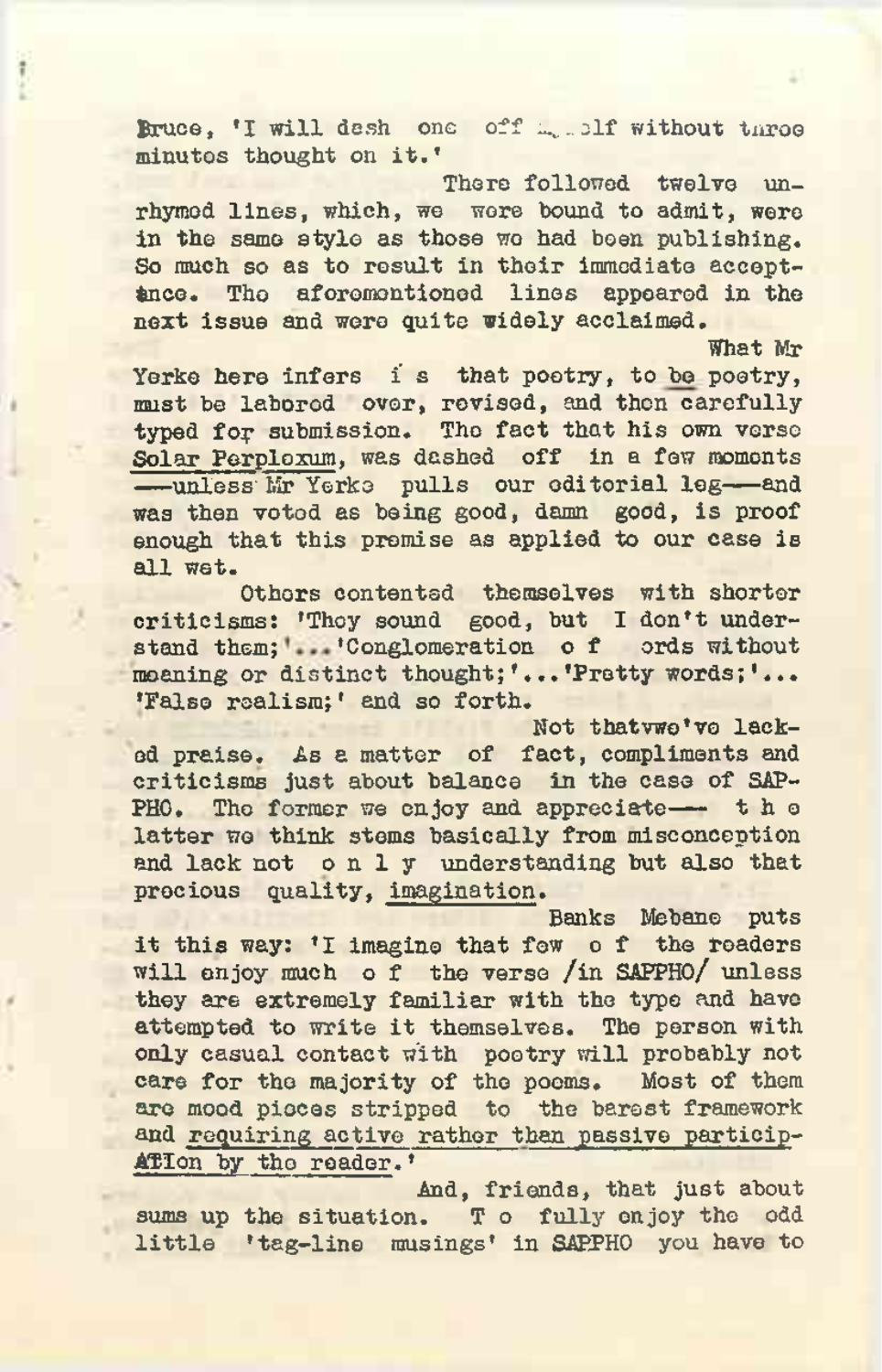Bruce, 'I will dash one off myself without three minutes thought on it.'

There followed twelve unrhymed lines, which, we were bound to admit, were in the same style as those we had been publishing. So much so as to result in their immediate acceptance. The aforementioned lines appeared in the next issue and were quite widely acclaimed.

What Mr Yerke here infers is that poetry, to be poetry, must be labored over, revised, and then carefully typed for submission. The fact that his own verse Solar Perplexum, was dashed off in a few moments—unless Mr Yerke pulls our editorial leg—and was then voted as being good, damn good, is proof enough that this premise as applied to our case is all wet.

Others contented themselves with shorter criticisms: 'They sound good, but I don't understand them;'...'Conglomeration of words without meaning or distinct thought;'...'Pretty words;'... 'False realism;' and so forth.

Not that we've lacked praise. As a matter of fact, compliments and criticisms just about balance in the case of SAPPHO. The former we enjoy and appreciate— the latter we think stems basically from misconception and lack not only understanding but also that precious quality, imagination.

Banks Mebane puts it this way: 'I imagine that few of the readers will enjoy much of the verse /in SAPPHO/ unless they are extremely familiar with the type and have attempted to write it themselves. The person with only casual contact with poetry will probably not care for the majority of the poems. Most of them are mood pieces stripped to the barest framework and requiring active rather than passive participation by the reader.'

And, friends, that just about sums up the situation. To fully enjoy the odd little 'tag-line musings' in SAPPHO you have to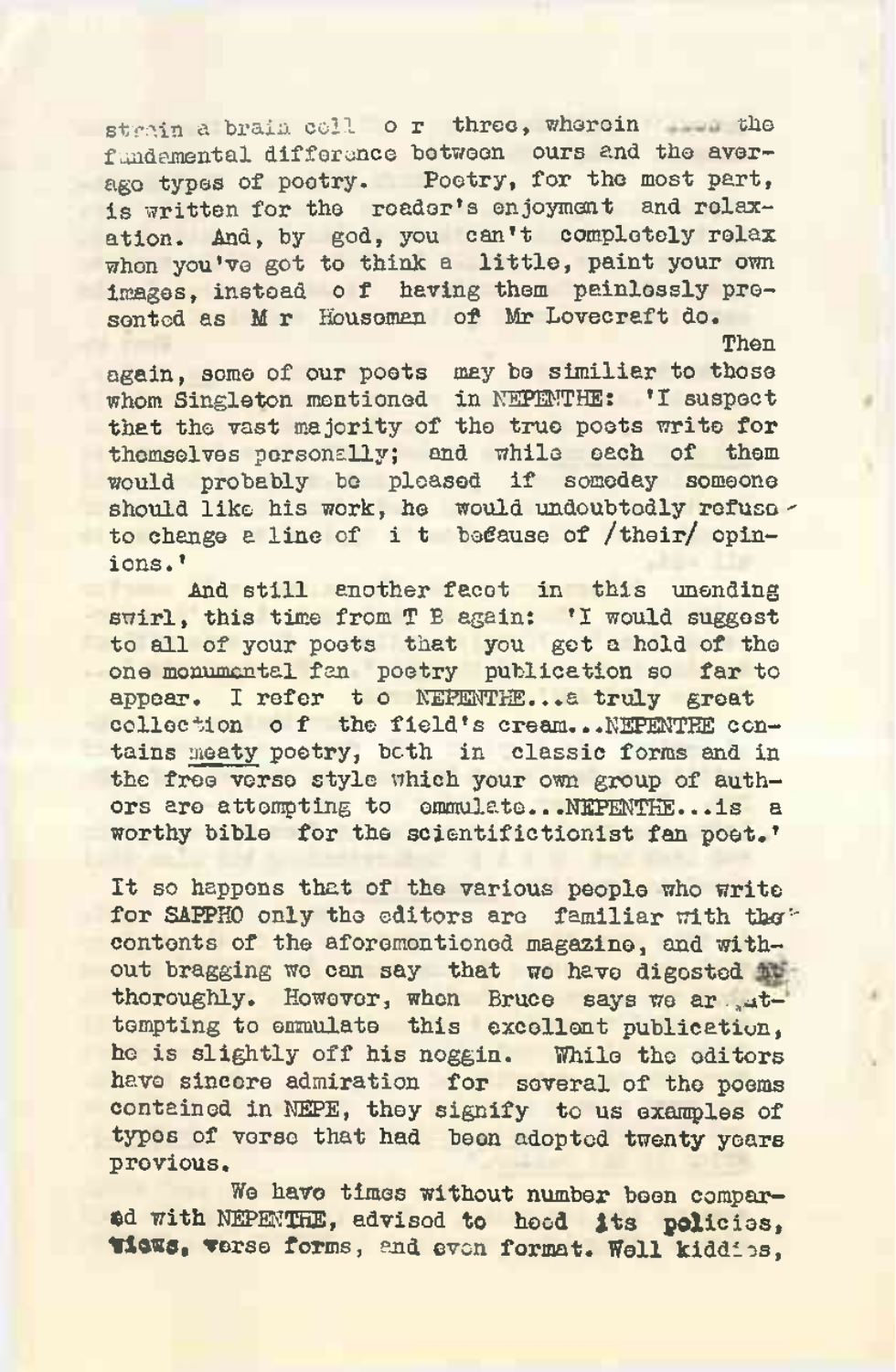strain a brain cell or three, wherein .... the fundamental difference between ours and the average types of poetry. Poetry, for the most part, is written for the reader's enjoyment and relaxation. And, by god, you can't completely relax when you've got to think a little, paint your own images, instead of having them painlessly presented as Mr Housemen of Mr Lovecraft do.

Then again, some of our poets may be similiar to those whom Singleton mentioned in NEPENTHE: 'I suspect that the vast majority of the true poets write for themselves personally; and while each of them would probably be pleased if someday someone should like his work, he would undoubtedly refuse to change a line of it because of /their/ opinions.'

And still another facet in this unending swirl, this time from T B again: 'I would suggest to all of your poets that you get a hold of the one monumental fan poetry publication so far to appear. I refer to NEPENTHE...a truly great collection of the field's cream...NEPENTHE contains meaty poetry, both in classic forms and in the free verse style which your own group of authors are attempting to emmulate...NEPENTHE...is a worthy bible for the scientifictionist fan poet.'

It so happens that of the various people who write for SAPPHO only the editors are familiar with the contents of the aforementioned magazine, and without bragging we can say that we have digested it thoroughly. However, when Bruce says we are attempting to emmulate this excellent publication, he is slightly off his noggin. While the editors have sincere admiration for several of the poems contained in NEPE, they signify to us examples of types of verse that had been adopted twenty years previous.

We have times without number been compared with NEPENTHE, advised to heed its policies, views, verse forms, and even format. Well kiddies,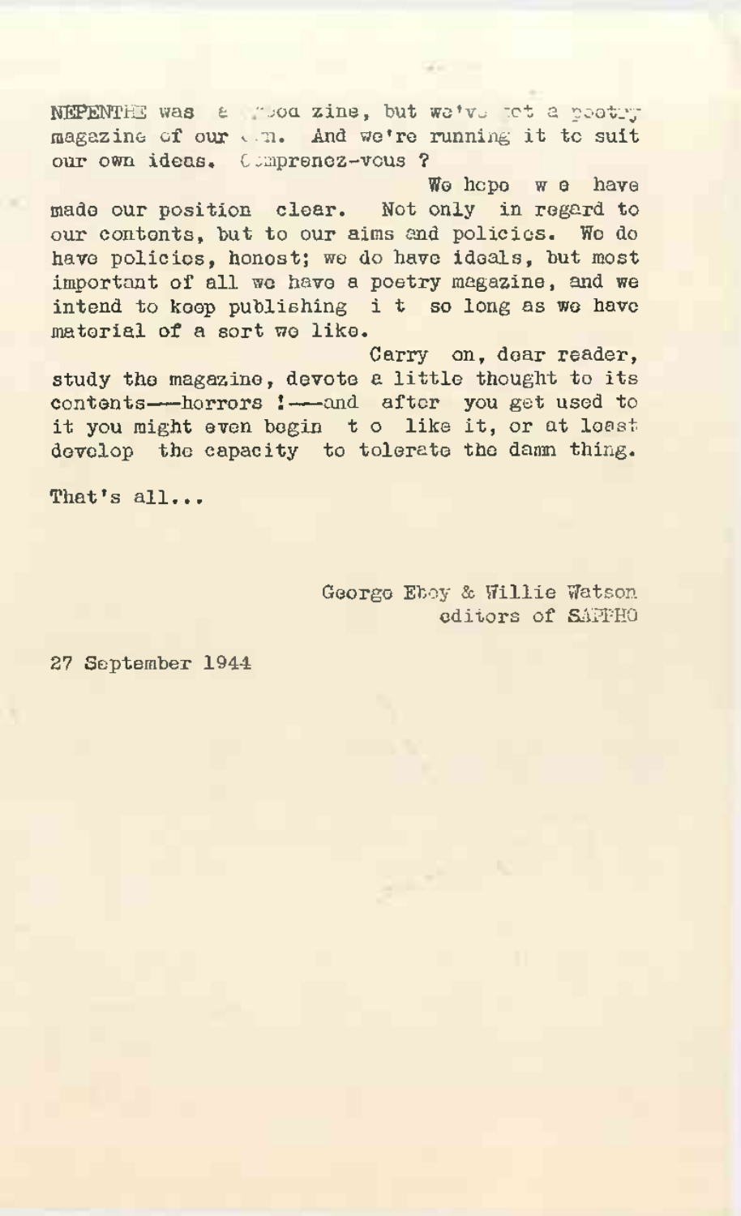NEPENTHE was a good zine, but we've got a poetry magazine of our own. And we're running it to suit our own ideas. Comprenez-vous ?

We hope we have made our position clear. Not only in regard to our contents, but to our aims and policies. We do have policies, honest; we do have ideals, but most important of all we have a poetry magazine, and we intend to keep publishing it so long as we have material of a sort we like.

Carry on, dear reader, study the magazine, devote a little thought to its contents——horrors !——and after you get used to it you might even begin to like it, or at least develop the capacity to tolerate the damn thing.

That's all...

George Ebey & Willie Watson
editors of SAPPHO

27 September 1944